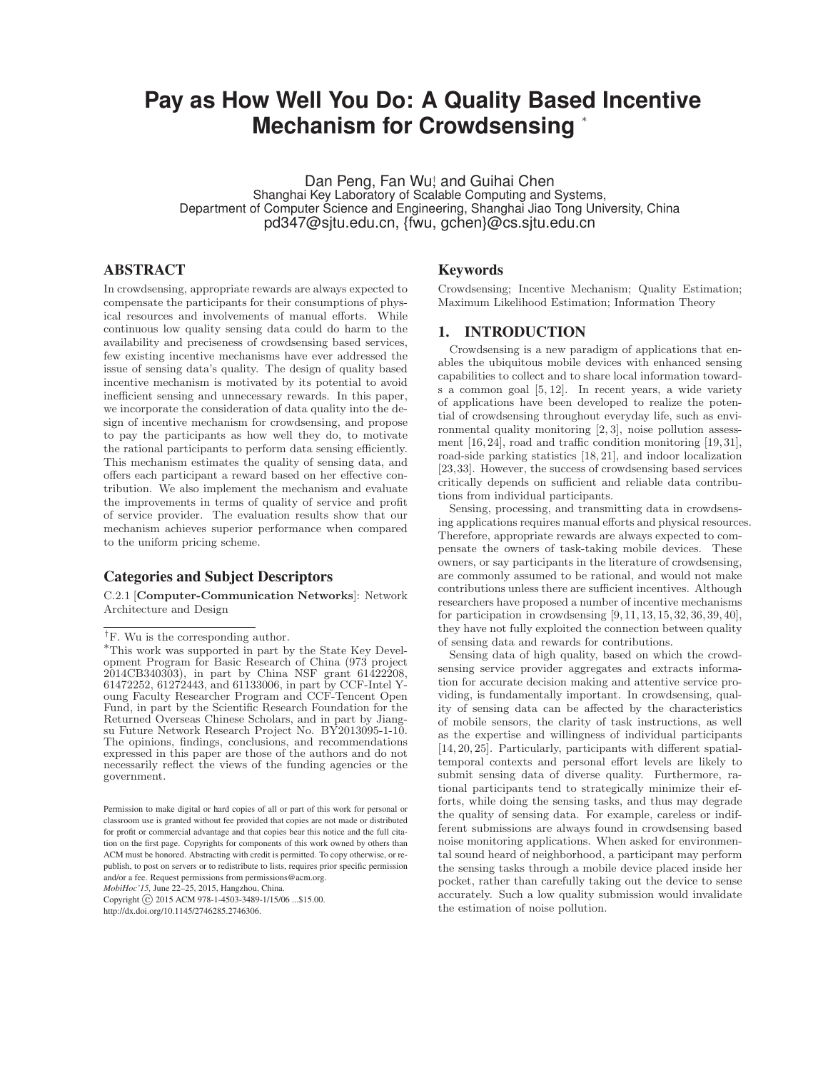# Pay as How Well You Do: A Quality Based Incentive Mechanism for Crowdsensing *

Dan Peng, Fan Wu†, and Guihai Chen
Shanghai Key Laboratory of Scalable Computing and Systems,
Department of Computer Science and Engineering, Shanghai Jiao Tong University, China
pd347@sjtu.edu.cn, {fwu, gchen}@cs.sjtu.edu.cn

## ABSTRACT

In crowdsensing, appropriate rewards are always expected to compensate the participants for their consumptions of physical resources and involvements of manual efforts. While continuous low quality sensing data could do harm to the availability and preciseness of crowdsensing based services, few existing incentive mechanisms have ever addressed the issue of sensing data's quality. The design of quality based incentive mechanism is motivated by its potential to avoid inefficient sensing and unnecessary rewards. In this paper, we incorporate the consideration of data quality into the design of incentive mechanism for crowdsensing, and propose to pay the participants as how well they do, to motivate the rational participants to perform data sensing efficiently. This mechanism estimates the quality of sensing data, and offers each participant a reward based on her effective contribution. We also implement the mechanism and evaluate the improvements in terms of quality of service and profit of service provider. The evaluation results show that our mechanism achieves superior performance when compared to the uniform pricing scheme.

### Categories and Subject Descriptors

C.2.1 [**Computer-Communication Networks**]: Network Architecture and Design

†F. Wu is the corresponding author.

*This work was supported in part by the State Key Development Program for Basic Research of China (973 project 2014CB340303), in part by China NSF grant 61422208, 61472252, 61272443, and 61133006, in part by CCF-Intel Young Faculty Researcher Program and CCF-Tencent Open Fund, in part by the Scientific Research Foundation for the Returned Overseas Chinese Scholars, and in part by Jiangsu Future Network Research Project No. BY2013095-1-10. The opinions, findings, conclusions, and recommendations expressed in this paper are those of the authors and do not necessarily reflect the views of the funding agencies or the government.

Permission to make digital or hard copies of all or part of this work for personal or classroom use is granted without fee provided that copies are not made or distributed for profit or commercial advantage and that copies bear this notice and the full citation on the first page. Copyrights for components of this work owned by others than ACM must be honored. Abstracting with credit is permitted. To copy otherwise, or republish, to post on servers or to redistribute to lists, requires prior specific permission and/or a fee. Request permissions from permissions@acm.org.
*MobiHoc'15,* June 22–25, 2015, Hangzhou, China.
Copyright © 2015 ACM 978-1-4503-3489-1/15/06 ...$15.00.
http://dx.doi.org/10.1145/2746285.2746306.

### Keywords

Crowdsensing; Incentive Mechanism; Quality Estimation; Maximum Likelihood Estimation; Information Theory

## 1. INTRODUCTION

Crowdsensing is a new paradigm of applications that enables the ubiquitous mobile devices with enhanced sensing capabilities to collect and to share local information towards a common goal [5, 12]. In recent years, a wide variety of applications have been developed to realize the potential of crowdsensing throughout everyday life, such as environmental quality monitoring [2, 3], noise pollution assessment [16, 24], road and traffic condition monitoring [19, 31], road-side parking statistics [18, 21], and indoor localization [23, 33]. However, the success of crowdsensing based services critically depends on sufficient and reliable data contributions from individual participants.

Sensing, processing, and transmitting data in crowdsensing applications requires manual efforts and physical resources. Therefore, appropriate rewards are always expected to compensate the owners of task-taking mobile devices. These owners, or say participants in the literature of crowdsensing, are commonly assumed to be rational, and would not make contributions unless there are sufficient incentives. Although researchers have proposed a number of incentive mechanisms for participation in crowdsensing [9, 11, 13, 15, 32, 36, 39, 40], they have not fully exploited the connection between quality of sensing data and rewards for contributions.

Sensing data of high quality, based on which the crowdsensing service provider aggregates and extracts information for accurate decision making and attentive service providing, is fundamentally important. In crowdsensing, quality of sensing data can be affected by the characteristics of mobile sensors, the clarity of task instructions, as well as the expertise and willingness of individual participants [14, 20, 25]. Particularly, participants with different spatial-temporal contexts and personal effort levels are likely to submit sensing data of diverse quality. Furthermore, rational participants tend to strategically minimize their efforts, while doing the sensing tasks, and thus may degrade the quality of sensing data. For example, careless or indifferent submissions are always found in crowdsensing based noise monitoring applications. When asked for environmental sound heard of neighborhood, a participant may perform the sensing tasks through a mobile device placed inside her pocket, rather than carefully taking out the device to sense accurately. Such a low quality submission would invalidate the estimation of noise pollution.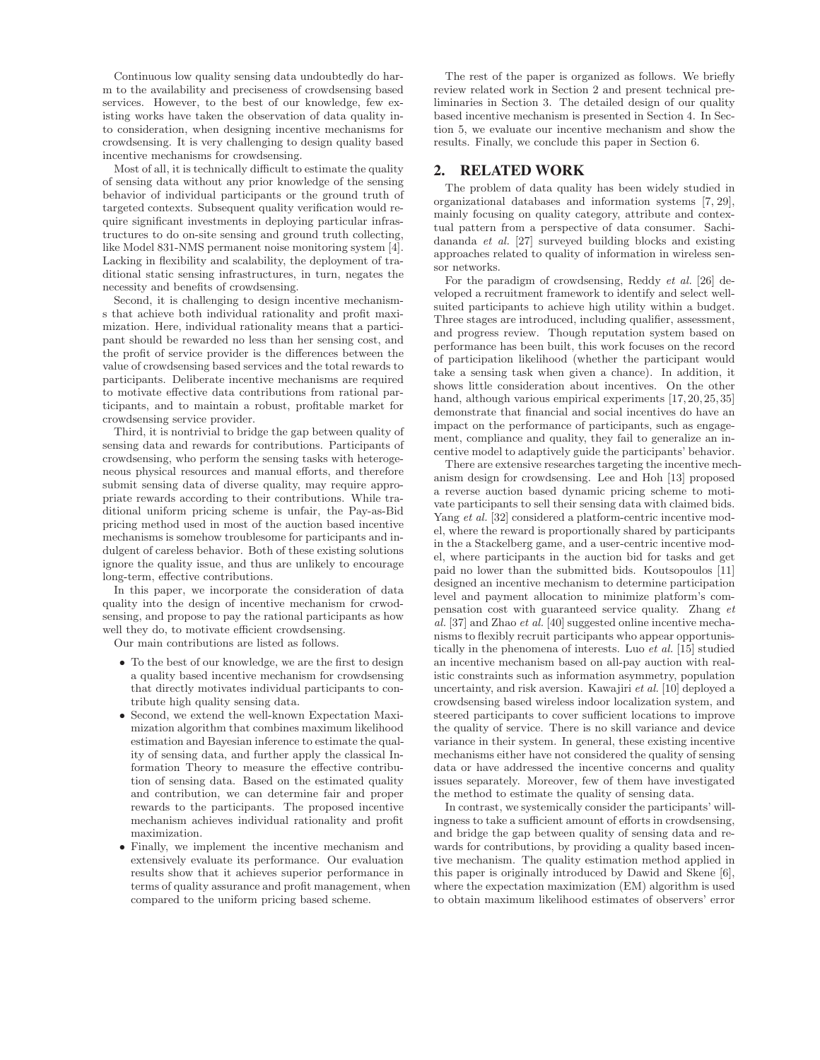Continuous low quality sensing data undoubtedly do harm to the availability and preciseness of crowdsensing based services. However, to the best of our knowledge, few existing works have taken the observation of data quality into consideration, when designing incentive mechanisms for crowdsensing. It is very challenging to design quality based incentive mechanisms for crowdsensing.

Most of all, it is technically difficult to estimate the quality of sensing data without any prior knowledge of the sensing behavior of individual participants or the ground truth of targeted contexts. Subsequent quality verification would require significant investments in deploying particular infrastructures to do on-site sensing and ground truth collecting, like Model 831-NMS permanent noise monitoring system [4]. Lacking in flexibility and scalability, the deployment of traditional static sensing infrastructures, in turn, negates the necessity and benefits of crowdsensing.

Second, it is challenging to design incentive mechanisms that achieve both individual rationality and profit maximization. Here, individual rationality means that a participant should be rewarded no less than her sensing cost, and the profit of service provider is the differences between the value of crowdsensing based services and the total rewards to participants. Deliberate incentive mechanisms are required to motivate effective data contributions from rational participants, and to maintain a robust, profitable market for crowdsensing service provider.

Third, it is nontrivial to bridge the gap between quality of sensing data and rewards for contributions. Participants of crowdsensing, who perform the sensing tasks with heterogeneous physical resources and manual efforts, and therefore submit sensing data of diverse quality, may require appropriate rewards according to their contributions. While traditional uniform pricing scheme is unfair, the Pay-as-Bid pricing method used in most of the auction based incentive mechanisms is somehow troublesome for participants and indulgent of careless behavior. Both of these existing solutions ignore the quality issue, and thus are unlikely to encourage long-term, effective contributions.

In this paper, we incorporate the consideration of data quality into the design of incentive mechanism for crwodsensing, and propose to pay the rational participants as how well they do, to motivate efficient crowdsensing.

Our main contributions are listed as follows.

- To the best of our knowledge, we are the first to design a quality based incentive mechanism for crowdsensing that directly motivates individual participants to contribute high quality sensing data.
- Second, we extend the well-known Expectation Maximization algorithm that combines maximum likelihood estimation and Bayesian inference to estimate the quality of sensing data, and further apply the classical Information Theory to measure the effective contribution of sensing data. Based on the estimated quality and contribution, we can determine fair and proper rewards to the participants. The proposed incentive mechanism achieves individual rationality and profit maximization.
- Finally, we implement the incentive mechanism and extensively evaluate its performance. Our evaluation results show that it achieves superior performance in terms of quality assurance and profit management, when compared to the uniform pricing based scheme.

The rest of the paper is organized as follows. We briefly review related work in Section 2 and present technical preliminaries in Section 3. The detailed design of our quality based incentive mechanism is presented in Section 4. In Section 5, we evaluate our incentive mechanism and show the results. Finally, we conclude this paper in Section 6.

## 2. RELATED WORK

The problem of data quality has been widely studied in organizational databases and information systems [7, 29], mainly focusing on quality category, attribute and contextual pattern from a perspective of data consumer. Sachidananda *et al.* [27] surveyed building blocks and existing approaches related to quality of information in wireless sensor networks.

For the paradigm of crowdsensing, Reddy *et al.* [26] developed a recruitment framework to identify and select well-suited participants to achieve high utility within a budget. Three stages are introduced, including qualifier, assessment, and progress review. Though reputation system based on performance has been built, this work focuses on the record of participation likelihood (whether the participant would take a sensing task when given a chance). In addition, it shows little consideration about incentives. On the other hand, although various empirical experiments [17, 20, 25, 35] demonstrate that financial and social incentives do have an impact on the performance of participants, such as engagement, compliance and quality, they fail to generalize an incentive model to adaptively guide the participants' behavior.

There are extensive researches targeting the incentive mechanism design for crowdsensing. Lee and Hoh [13] proposed a reverse auction based dynamic pricing scheme to motivate participants to sell their sensing data with claimed bids. Yang *et al.* [32] considered a platform-centric incentive model, where the reward is proportionally shared by participants in the a Stackelberg game, and a user-centric incentive model, where participants in the auction bid for tasks and get paid no lower than the submitted bids. Koutsopoulos [11] designed an incentive mechanism to determine participation level and payment allocation to minimize platform's compensation cost with guaranteed service quality. Zhang *et al.* [37] and Zhao *et al.* [40] suggested online incentive mechanisms to flexibly recruit participants who appear opportunistically in the phenomena of interests. Luo *et al.* [15] studied an incentive mechanism based on all-pay auction with realistic constraints such as information asymmetry, population uncertainty, and risk aversion. Kawajiri *et al.* [10] deployed a crowdsensing based wireless indoor localization system, and steered participants to cover sufficient locations to improve the quality of service. There is no skill variance and device variance in their system. In general, these existing incentive mechanisms either have not considered the quality of sensing data or have addressed the incentive concerns and quality issues separately. Moreover, few of them have investigated the method to estimate the quality of sensing data.

In contrast, we systemically consider the participants' willingness to take a sufficient amount of efforts in crowdsensing, and bridge the gap between quality of sensing data and rewards for contributions, by providing a quality based incentive mechanism. The quality estimation method applied in this paper is originally introduced by Dawid and Skene [6], where the expectation maximization (EM) algorithm is used to obtain maximum likelihood estimates of observers' error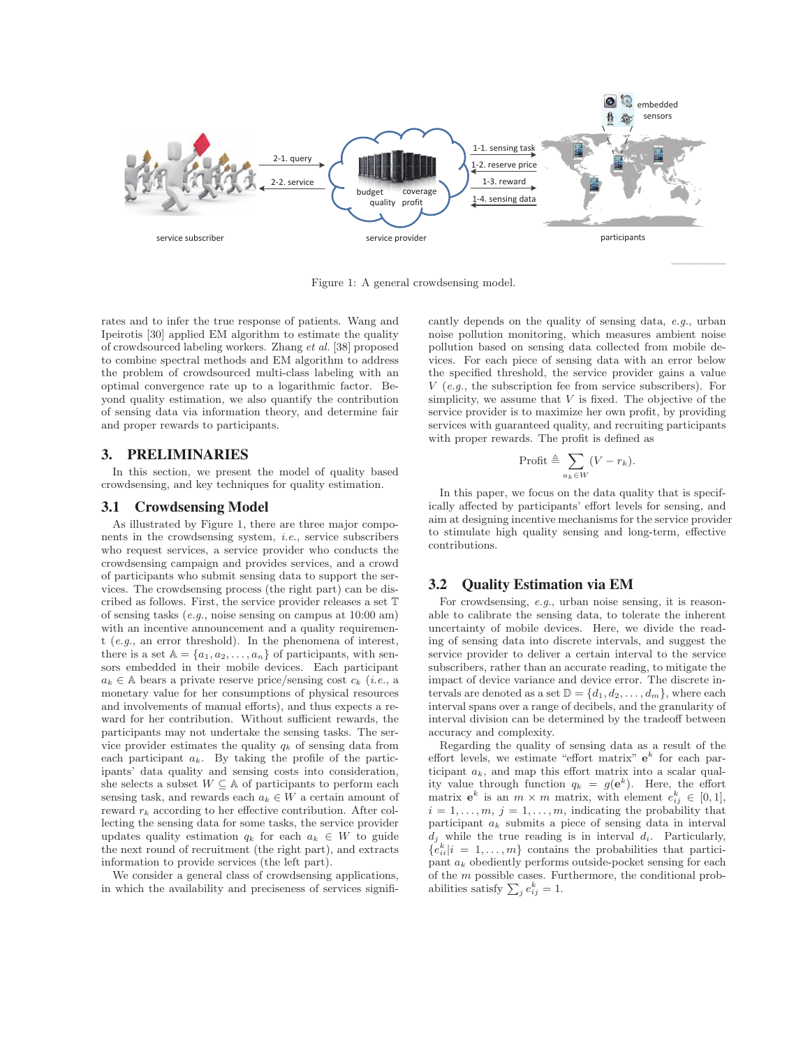Figure 1: A general crowdsensing model.

rates and to infer the true response of patients. Wang and Ipeirotis [30] applied EM algorithm to estimate the quality of crowdsourced labeling workers. Zhang *et al.* [38] proposed to combine spectral methods and EM algorithm to address the problem of crowdsourced multi-class labeling with an optimal convergence rate up to a logarithmic factor. Beyond quality estimation, we also quantify the contribution of sensing data via information theory, and determine fair and proper rewards to participants.

# 3. PRELIMINARIES

In this section, we present the model of quality based crowdsensing, and key techniques for quality estimation.

## 3.1 Crowdsensing Model

As illustrated by Figure 1, there are three major components in the crowdsensing system, *i.e.*, service subscribers who request services, a service provider who conducts the crowdsensing campaign and provides services, and a crowd of participants who submit sensing data to support the services. The crowdsensing process (the right part) can be discribed as follows. First, the service provider releases a set $\mathbb{T}$ of sensing tasks (*e.g.*, noise sensing on campus at 10:00 am) with an incentive announcement and a quality requirement $t$ (*e.g.*, an error threshold). In the phenomena of interest, there is a set $\mathbb{A} = \{a_1, a_2, \ldots, a_n\}$ of participants, with sensors embedded in their mobile devices. Each participant $a_k \in \mathbb{A}$ bears a private reserve price/sensing cost $c_k$ (*i.e.*, a monetary value for her consumptions of physical resources and involvements of manual efforts), and thus expects a reward for her contribution. Without sufficient rewards, the participants may not undertake the sensing tasks. The service provider estimates the quality $q_k$ of sensing data from each participant $a_k$. By taking the profile of the participants' data quality and sensing costs into consideration, she selects a subset $W \subseteq \mathbb{A}$ of participants to perform each sensing task, and rewards each $a_k \in W$ a certain amount of reward $r_k$ according to her effective contribution. After collecting the sensing data for some tasks, the service provider updates quality estimation $q_k$ for each $a_k \in W$ to guide the next round of recruitment (the right part), and extracts information to provide services (the left part).

We consider a general class of crowdsensing applications, in which the availability and preciseness of services significantly depends on the quality of sensing data, *e.g.*, urban noise pollution monitoring, which measures ambient noise pollution based on sensing data collected from mobile devices. For each piece of sensing data with an error below the specified threshold, the service provider gains a value $V$ (*e.g.*, the subscription fee from service subscribers). For simplicity, we assume that $V$ is fixed. The objective of the service provider is to maximize her own profit, by providing services with guaranteed quality, and recruiting participants with proper rewards. The profit is defined as

$$\text{Profit} \triangleq \sum_{a_k \in W} (V - r_k).$$

In this paper, we focus on the data quality that is specifically affected by participants' effort levels for sensing, and aim at designing incentive mechanisms for the service provider to stimulate high quality sensing and long-term, effective contributions.

## 3.2 Quality Estimation via EM

For crowdsensing, *e.g.*, urban noise sensing, it is reasonable to calibrate the sensing data, to tolerate the inherent uncertainty of mobile devices. Here, we divide the reading of sensing data into discrete intervals, and suggest the service provider to deliver a certain interval to the service subscribers, rather than an accurate reading, to mitigate the impact of device variance and device error. The discrete intervals are denoted as a set $\mathbb{D} = \{d_1, d_2, \ldots, d_m\}$, where each interval spans over a range of decibels, and the granularity of interval division can be determined by the tradeoff between accuracy and complexity.

Regarding the quality of sensing data as a result of the effort levels, we estimate "effort matrix" $\mathbf{e}^k$ for each participant $a_k$, and map this effort matrix into a scalar quality value through function $q_k = g(\mathbf{e}^k)$. Here, the effort matrix $\mathbf{e}^k$ is an $m \times m$ matrix, with element $e^k_{ij} \in [0, 1]$, $i = 1, \ldots, m$, $j = 1, \ldots, m$, indicating the probability that participant $a_k$ submits a piece of sensing data in interval $d_j$ while the true reading is in interval $d_i$. Particularly, $\{e^k_{ii} | i = 1, \ldots, m\}$ contains the probabilities that participant $a_k$ obediently performs outside-pocket sensing for each of the $m$ possible cases. Furthermore, the conditional probabilities satisfy $\sum_j e^k_{ij} = 1$.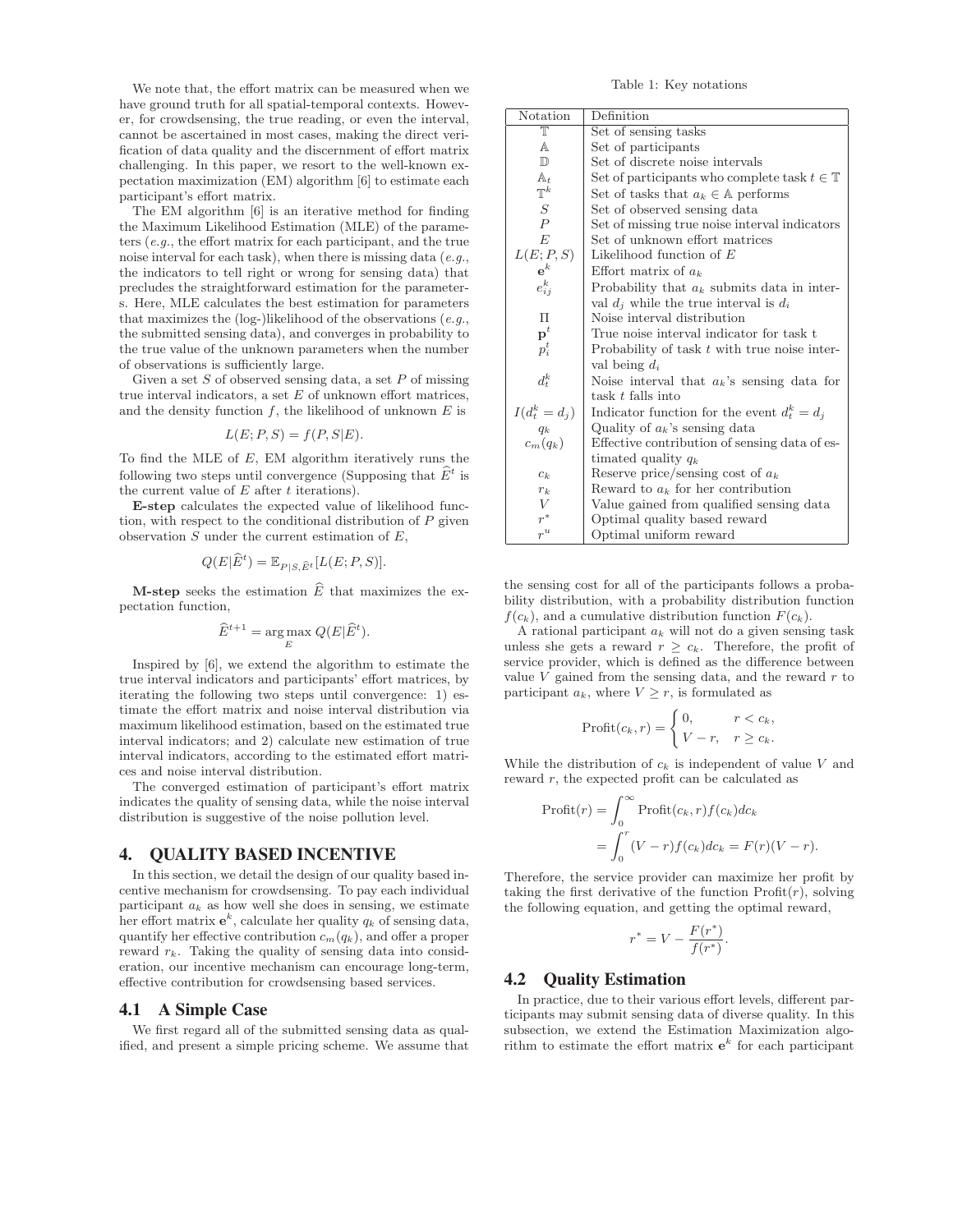We note that, the effort matrix can be measured when we have ground truth for all spatial-temporal contexts. However, for crowdsensing, the true reading, or even the interval, cannot be ascertained in most cases, making the direct verification of data quality and the discernment of effort matrix challenging. In this paper, we resort to the well-known expectation maximization (EM) algorithm [6] to estimate each participant's effort matrix.

The EM algorithm [6] is an iterative method for finding the Maximum Likelihood Estimation (MLE) of the parameters (*e.g.*, the effort matrix for each participant, and the true noise interval for each task), when there is missing data (*e.g.*, the indicators to tell right or wrong for sensing data) that precludes the straightforward estimation for the parameters. Here, MLE calculates the best estimation for parameters that maximizes the (log-)likelihood of the observations (*e.g.*, the submitted sensing data), and converges in probability to the true value of the unknown parameters when the number of observations is sufficiently large.

Given a set $S$ of observed sensing data, a set $P$ of missing true interval indicators, a set $E$ of unknown effort matrices, and the density function $f$, the likelihood of unknown $E$ is

$$L(E; P, S) = f(P, S|E).$$

To find the MLE of $E$, EM algorithm iteratively runs the following two steps until convergence (Supposing that $\widehat{E}^t$ is the current value of $E$ after $t$ iterations).

**E-step** calculates the expected value of likelihood function, with respect to the conditional distribution of $P$ given observation $S$ under the current estimation of $E$,

$$Q(E|\widehat{E}^t) = \mathbb{E}_{P|S,\widehat{E}^t}[L(E; P, S)].$$

**M-step** seeks the estimation $\widehat{E}$ that maximizes the expectation function,

$$\widehat{E}^{t+1} = \arg\max_{E} Q(E|\widehat{E}^t).$$

Inspired by [6], we extend the algorithm to estimate the true interval indicators and participants' effort matrices, by iterating the following two steps until convergence: 1) estimate the effort matrix and noise interval distribution via maximum likelihood estimation, based on the estimated true interval indicators; and 2) calculate new estimation of true interval indicators, according to the estimated effort matrices and noise interval distribution.

The converged estimation of participant's effort matrix indicates the quality of sensing data, while the noise interval distribution is suggestive of the noise pollution level.

Table 1: Key notations

| Notation | Definition |
|---|---|
| $\mathbb{T}$ | Set of sensing tasks |
| $\mathbb{A}$ | Set of participants |
| $\mathbb{D}$ | Set of discrete noise intervals |
| $\mathbb{A}_t$ | Set of participants who complete task $t \in \mathbb{T}$ |
| $\mathbb{T}^k$ | Set of tasks that $a_k \in \mathbb{A}$ performs |
| $S$ | Set of observed sensing data |
| $P$ | Set of missing true noise interval indicators |
| $E$ | Set of unknown effort matrices |
| $L(E; P, S)$ | Likelihood function of $E$ |
| $\mathbf{e}^k$ | Effort matrix of $a_k$ |
| $e^k_{ij}$ | Probability that $a_k$ submits data in interval $d_j$ while the true interval is $d_i$ |
| $\Pi$ | Noise interval distribution |
| $\mathbf{p}^t$ | True noise interval indicator for task t |
| $p^t_i$ | Probability of task $t$ with true noise interval being $d_i$ |
| $d^k_t$ | Noise interval that $a_k$'s sensing data for task $t$ falls into |
| $I(d^k_t = d_j)$ | Indicator function for the event $d^k_t = d_j$ |
| $q_k$ | Quality of $a_k$'s sensing data |
| $c_m(q_k)$ | Effective contribution of sensing data of estimated quality $q_k$ |
| $c_k$ | Reserve price/sensing cost of $a_k$ |
| $r_k$ | Reward to $a_k$ for her contribution |
| $V$ | Value gained from qualified sensing data |
| $r^*$ | Optimal quality based reward |
| $r^u$ | Optimal uniform reward |

## 4. QUALITY BASED INCENTIVE

In this section, we detail the design of our quality based incentive mechanism for crowdsensing. To pay each individual participant $a_k$ as how well she does in sensing, we estimate her effort matrix $\mathbf{e}^k$, calculate her quality $q_k$ of sensing data, quantify her effective contribution $c_m(q_k)$, and offer a proper reward $r_k$. Taking the quality of sensing data into consideration, our incentive mechanism can encourage long-term, effective contribution for crowdsensing based services.

### 4.1 A Simple Case

We first regard all of the submitted sensing data as qualified, and present a simple pricing scheme. We assume that the sensing cost for all of the participants follows a probability distribution, with a probability distribution function $f(c_k)$, and a cumulative distribution function $F(c_k)$.

A rational participant $a_k$ will not do a given sensing task unless she gets a reward $r \geq c_k$. Therefore, the profit of service provider, which is defined as the difference between value $V$ gained from the sensing data, and the reward $r$ to participant $a_k$, where $V \geq r$, is formulated as

$$\text{Profit}(c_k, r) = \begin{cases} 0, & r < c_k, \\ V - r, & r \geq c_k. \end{cases}$$

While the distribution of $c_k$ is independent of value $V$ and reward $r$, the expected profit can be calculated as

$$\begin{aligned}\text{Profit}(r) &= \int_0^\infty \text{Profit}(c_k, r) f(c_k) dc_k \\ &= \int_0^r (V - r) f(c_k) dc_k = F(r)(V - r).\end{aligned}$$

Therefore, the service provider can maximize her profit by taking the first derivative of the function $\text{Profit}(r)$, solving the following equation, and getting the optimal reward,

$$r^* = V - \frac{F(r^*)}{f(r^*)}.$$

### 4.2 Quality Estimation

In practice, due to their various effort levels, different participants may submit sensing data of diverse quality. In this subsection, we extend the Estimation Maximization algorithm to estimate the effort matrix $\mathbf{e}^k$ for each participant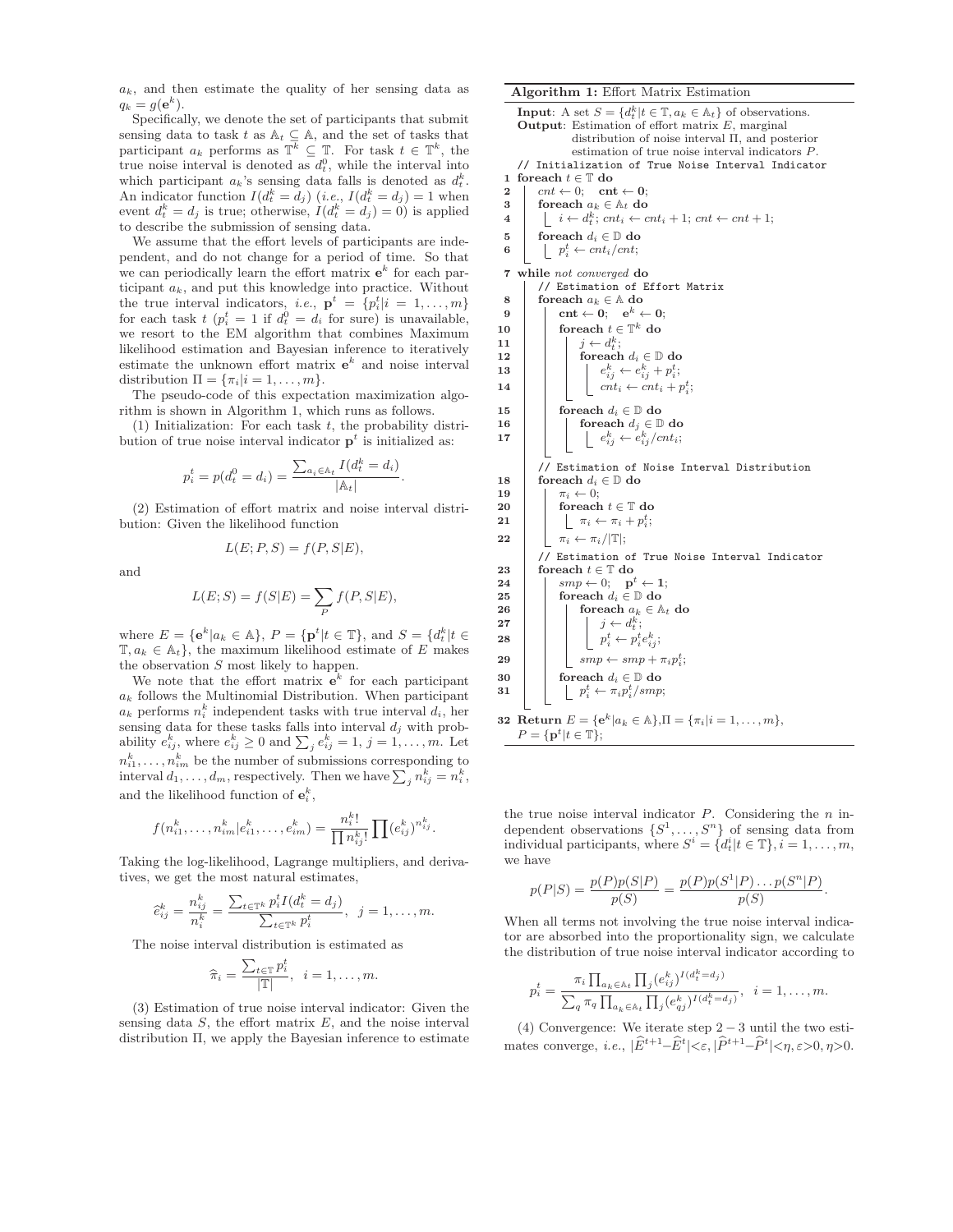$a_k$, and then estimate the quality of her sensing data as $q_k = g(\mathbf{e}^k)$.

Specifically, we denote the set of participants that submit sensing data to task $t$ as $\mathbb{A}_t \subseteq \mathbb{A}$, and the set of tasks that participant $a_k$ performs as $\mathbb{T}^k \subseteq \mathbb{T}$. For task $t \in \mathbb{T}^k$, the true noise interval is denoted as $d_t^0$, while the interval into which participant $a_k$'s sensing data falls is denoted as $d_t^k$. An indicator function $I(d_t^k = d_j)$ (*i.e.*, $I(d_t^k = d_j) = 1$ when event $d_t^k = d_j$ is true; otherwise, $I(d_t^k = d_j) = 0$) is applied to describe the submission of sensing data.

We assume that the effort levels of participants are independent, and do not change for a period of time. So that we can periodically learn the effort matrix $\mathbf{e}^k$ for each participant $a_k$, and put this knowledge into practice. Without the true interval indicators, *i.e.*, $\mathbf{p}^t = \{p_i^t | i = 1, \ldots, m\}$ for each task $t$ ($p_i^t = 1$ if $d_t^0 = d_i$ for sure) is unavailable, we resort to the EM algorithm that combines Maximum likelihood estimation and Bayesian inference to iteratively estimate the unknown effort matrix $\mathbf{e}^k$ and noise interval distribution $\Pi = \{\pi_i | i = 1, \ldots, m\}$.

The pseudo-code of this expectation maximization algorithm is shown in Algorithm 1, which runs as follows.

(1) Initialization: For each task $t$, the probability distribution of true noise interval indicator $\mathbf{p}^t$ is initialized as:

$$p_i^t = p(d_t^0 = d_i) = \frac{\sum_{a_i \in \mathbb{A}_t} I(d_t^k = d_i)}{|\mathbb{A}_t|}.$$

(2) Estimation of effort matrix and noise interval distribution: Given the likelihood function

$$L(E; P, S) = f(P, S|E),$$

and

$$L(E; S) = f(S|E) = \sum_P f(P, S|E),$$

where $E = \{\mathbf{e}^k | a_k \in \mathbb{A}\}$, $P = \{\mathbf{p}^t | t \in \mathbb{T}\}$, and $S = \{d_t^k | t \in \mathbb{T}, a_k \in \mathbb{A}_t\}$, the maximum likelihood estimate of $E$ makes the observation $S$ most likely to happen.

We note that the effort matrix $\mathbf{e}^k$ for each participant $a_k$ follows the Multinomial Distribution. When participant $a_k$ performs $n_i^k$ independent tasks with true interval $d_i$, her sensing data for these tasks falls into interval $d_j$ with probability $e_{ij}^k$, where $e_{ij}^k \geq 0$ and $\sum_j e_{ij}^k = 1$, $j = 1, \ldots, m$. Let $n_{i1}^k, \ldots, n_{im}^k$ be the number of submissions corresponding to interval $d_1, \ldots, d_m$, respectively. Then we have $\sum_j n_{ij}^k = n_i^k$, and the likelihood function of $\mathbf{e}_i^k$,

$$f(n_{i1}^k, \ldots, n_{im}^k | e_{i1}^k, \ldots, e_{im}^k) = \frac{n_i^k!}{\prod n_{ij}^k!} \prod (e_{ij}^k)^{n_{ij}^k}.$$

Taking the log-likelihood, Lagrange multipliers, and derivatives, we get the most natural estimates,

$$\widehat{e}_{ij}^k = \frac{n_{ij}^k}{n_i^k} = \frac{\sum_{t \in \mathbb{T}^k} p_i^t I(d_t^k = d_j)}{\sum_{t \in \mathbb{T}^k} p_i^t}, \;\; j = 1, \ldots, m.$$

The noise interval distribution is estimated as

$$\widehat{\pi}_i = \frac{\sum_{t \in \mathbb{T}} p_i^t}{|\mathbb{T}|}, \;\; i = 1, \ldots, m.$$

(3) Estimation of true noise interval indicator: Given the sensing data $S$, the effort matrix $E$, and the noise interval distribution $\Pi$, we apply the Bayesian inference to estimate the true noise interval indicator $P$. Considering the $n$ independent observations $\{S^1, \ldots, S^n\}$ of sensing data from individual participants, where $S^i = \{d_t^i | t \in \mathbb{T}\}, i = 1, \ldots, m$, we have

$$p(P|S) = \frac{p(P)p(S|P)}{p(S)} = \frac{p(P)p(S^1|P) \ldots p(S^n|P)}{p(S)}.$$

When all terms not involving the true noise interval indicator are absorbed into the proportionality sign, we calculate the distribution of true noise interval indicator according to

$$p_i^t = \frac{\pi_i \prod_{a_k \in \mathbb{A}_t} \prod_j (e_{ij}^k)^{I(d_t^k = d_j)}}{\sum_q \pi_q \prod_{a_k \in \mathbb{A}_t} \prod_j (e_{qj}^k)^{I(d_t^k = d_j)}}, \;\; i = 1, \ldots, m.$$

(4) Convergence: We iterate step $2-3$ until the two estimates converge, *i.e.*, $|\widehat{E}^{t+1} - \widehat{E}^t| < \varepsilon, |\widehat{P}^{t+1} - \widehat{P}^t| < \eta, \varepsilon > 0, \eta > 0$.

**Algorithm 1:** Effort Matrix Estimation

**Input**: A set $S = \{d_t^k | t \in \mathbb{T}, a_k \in \mathbb{A}_t\}$ of observations.
**Output**: Estimation of effort matrix $E$, marginal distribution of noise interval $\Pi$, and posterior estimation of true noise interval indicators $P$.

```
    // Initialization of True Noise Interval Indicator
1   foreach t ∈ T do
2       cnt ← 0;  cnt ← 0;
3       foreach a_k ∈ A_t do
4           i ← d_t^k; cnt_i ← cnt_i + 1; cnt ← cnt + 1;
5       foreach d_i ∈ D do
6           p_i^t ← cnt_i/cnt;
7   while not converged do
        // Estimation of Effort Matrix
8       foreach a_k ∈ A do
9           cnt ← 0;  e^k ← 0;
10          foreach t ∈ T^k do
11              j ← d_t^k;
12              foreach d_i ∈ D do
13                  e_ij^k ← e_ij^k + p_i^t;
14                  cnt_i ← cnt_i + p_i^t;
15          foreach d_i ∈ D do
16              foreach d_j ∈ D do
17                  e_ij^k ← e_ij^k/cnt_i;
        // Estimation of Noise Interval Distribution
18      foreach d_i ∈ D do
19          π_i ← 0;
20          foreach t ∈ T do
21              π_i ← π_i + p_i^t;
22          π_i ← π_i/|T|;
        // Estimation of True Noise Interval Indicator
23      foreach t ∈ T do
24          smp ← 0;  p^t ← 1;
25          foreach d_i ∈ D do
26              foreach a_k ∈ A_t do
27                  j ← d_t^k;
28                  p_i^t ← p_i^t e_ij^k;
29              smp ← smp + π_i p_i^t;
30          foreach d_i ∈ D do
31              p_i^t ← π_i p_i^t/smp;
32  Return E = {e^k | a_k ∈ A}, Π = {π_i | i = 1, ..., m},
    P = {p^t | t ∈ T};
```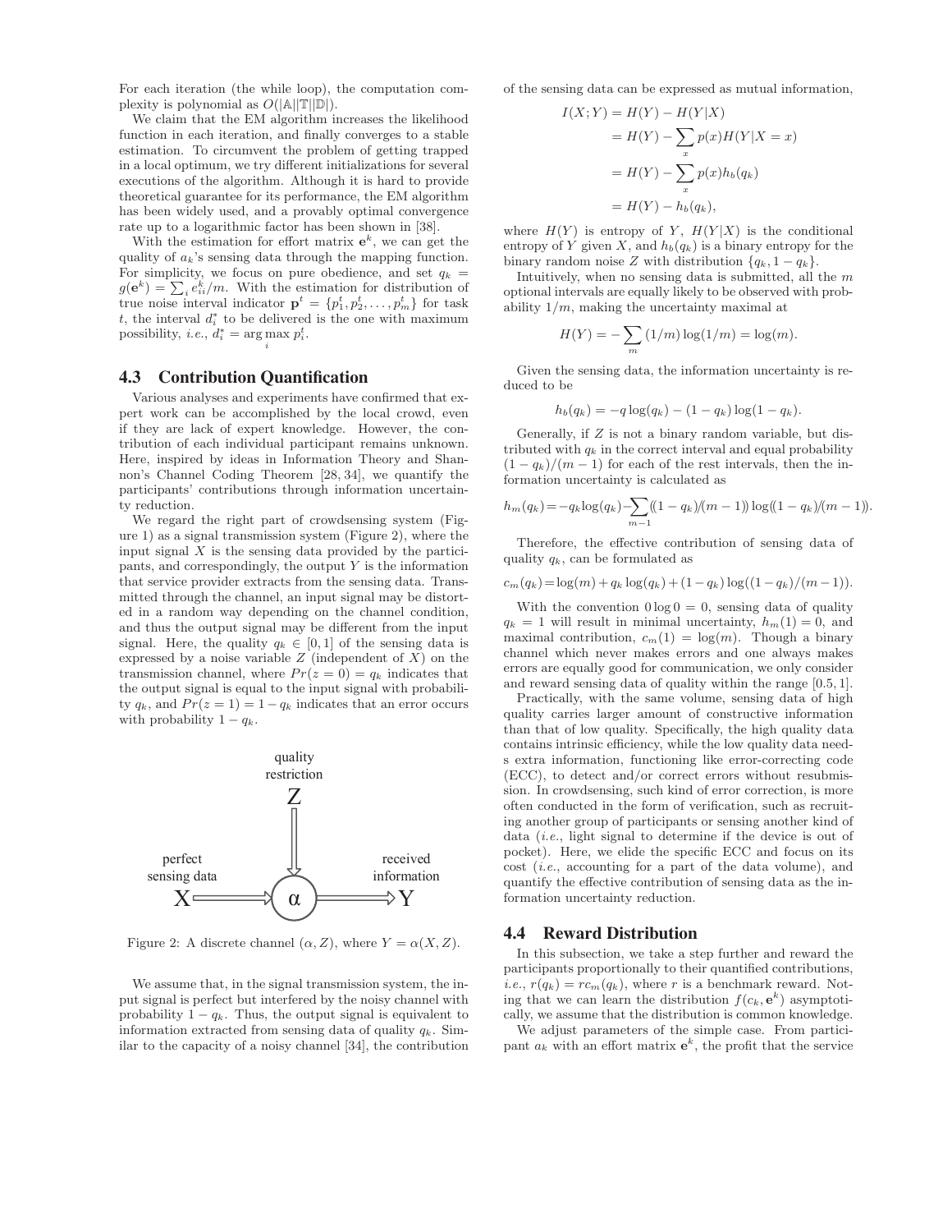For each iteration (the while loop), the computation complexity is polynomial as $O(|\mathbb{A}||\mathbb{T}||\mathbb{D}|)$.

We claim that the EM algorithm increases the likelihood function in each iteration, and finally converges to a stable estimation. To circumvent the problem of getting trapped in a local optimum, we try different initializations for several executions of the algorithm. Although it is hard to provide theoretical guarantee for its performance, the EM algorithm has been widely used, and a provably optimal convergence rate up to a logarithmic factor has been shown in [38].

With the estimation for effort matrix $\mathbf{e}^k$, we can get the quality of $a_k$'s sensing data through the mapping function. For simplicity, we focus on pure obedience, and set $q_k = g(\mathbf{e}^k) = \sum_i e^k_{ii}/m$. With the estimation for distribution of true noise interval indicator $\mathbf{p}^t = \{p^t_1, p^t_2, \ldots, p^t_m\}$ for task $t$, the interval $d^*_i$ to be delivered is the one with maximum possibility, *i.e.*, $d^*_i = \arg\max_i p^t_i$.

### 4.3 Contribution Quantification

Various analyses and experiments have confirmed that expert work can be accomplished by the local crowd, even if they are lack of expert knowledge. However, the contribution of each individual participant remains unknown. Here, inspired by ideas in Information Theory and Shannon's Channel Coding Theorem [28, 34], we quantify the participants' contributions through information uncertainty reduction.

We regard the right part of crowdsensing system (Figure 1) as a signal transmission system (Figure 2), where the input signal $X$ is the sensing data provided by the participants, and correspondingly, the output $Y$ is the information that service provider extracts from the sensing data. Transmitted through the channel, an input signal may be distorted in a random way depending on the channel condition, and thus the output signal may be different from the input signal. Here, the quality $q_k \in [0, 1]$ of the sensing data is expressed by a noise variable $Z$ (independent of $X$) on the transmission channel, where $Pr(z = 0) = q_k$ indicates that the output signal is equal to the input signal with probability $q_k$, and $Pr(z = 1) = 1 - q_k$ indicates that an error occurs with probability $1 - q_k$.

Figure 2: A discrete channel $(\alpha, Z)$, where $Y = \alpha(X, Z)$.

We assume that, in the signal transmission system, the input signal is perfect but interfered by the noisy channel with probability $1 - q_k$. Thus, the output signal is equivalent to information extracted from sensing data of quality $q_k$. Similar to the capacity of a noisy channel [34], the contribution of the sensing data can be expressed as mutual information,

$$
\begin{aligned}
I(X;Y) &= H(Y) - H(Y|X) \\
&= H(Y) - \sum_x p(x) H(Y|X = x) \\
&= H(Y) - \sum_x p(x) h_b(q_k) \\
&= H(Y) - h_b(q_k),
\end{aligned}
$$

where $H(Y)$ is entropy of $Y$, $H(Y|X)$ is the conditional entropy of $Y$ given $X$, and $h_b(q_k)$ is a binary entropy for the binary random noise $Z$ with distribution $\{q_k, 1 - q_k\}$.

Intuitively, when no sensing data is submitted, all the $m$ optional intervals are equally likely to be observed with probability $1/m$, making the uncertainty maximal at

$$
H(Y) = -\sum_m (1/m)\log(1/m) = \log(m).
$$

Given the sensing data, the information uncertainty is reduced to be

$$
h_b(q_k) = -q\log(q_k) - (1 - q_k)\log(1 - q_k).
$$

Generally, if $Z$ is not a binary random variable, but distributed with $q_k$ in the correct interval and equal probability $(1 - q_k)/(m - 1)$ for each of the rest intervals, then the information uncertainty is calculated as

$$
h_m(q_k) = -q_k\log(q_k) - \sum_{m-1}((1 - q_k)/(m - 1))\log((1 - q_k)/(m - 1)).
$$

Therefore, the effective contribution of sensing data of quality $q_k$, can be formulated as

$$
c_m(q_k) = \log(m) + q_k\log(q_k) + (1 - q_k)\log((1 - q_k)/(m - 1)).
$$

With the convention $0 \log 0 = 0$, sensing data of quality $q_k = 1$ will result in minimal uncertainty, $h_m(1) = 0$, and maximal contribution, $c_m(1) = \log(m)$. Though a binary channel which never makes errors and one always makes errors are equally good for communication, we only consider and reward sensing data of quality within the range $[0.5, 1]$.

Practically, with the same volume, sensing data of high quality carries larger amount of constructive information than that of low quality. Specifically, the high quality data contains intrinsic efficiency, while the low quality data needs extra information, functioning like error-correcting code (ECC), to detect and/or correct errors without resubmission. In crowdsensing, such kind of error correction, is more often conducted in the form of verification, such as recruiting another group of participants or sensing another kind of data (*i.e.*, light signal to determine if the device is out of pocket). Here, we elide the specific ECC and focus on its cost (*i.e.*, accounting for a part of the data volume), and quantify the effective contribution of sensing data as the information uncertainty reduction.

### 4.4 Reward Distribution

In this subsection, we take a step further and reward the participants proportionally to their quantified contributions, *i.e.*, $r(q_k) = rc_m(q_k)$, where $r$ is a benchmark reward. Noting that we can learn the distribution $f(c_k, \mathbf{e}^k)$ asymptotically, we assume that the distribution is common knowledge.

We adjust parameters of the simple case. From participant $a_k$ with an effort matrix $\mathbf{e}^k$, the profit that the service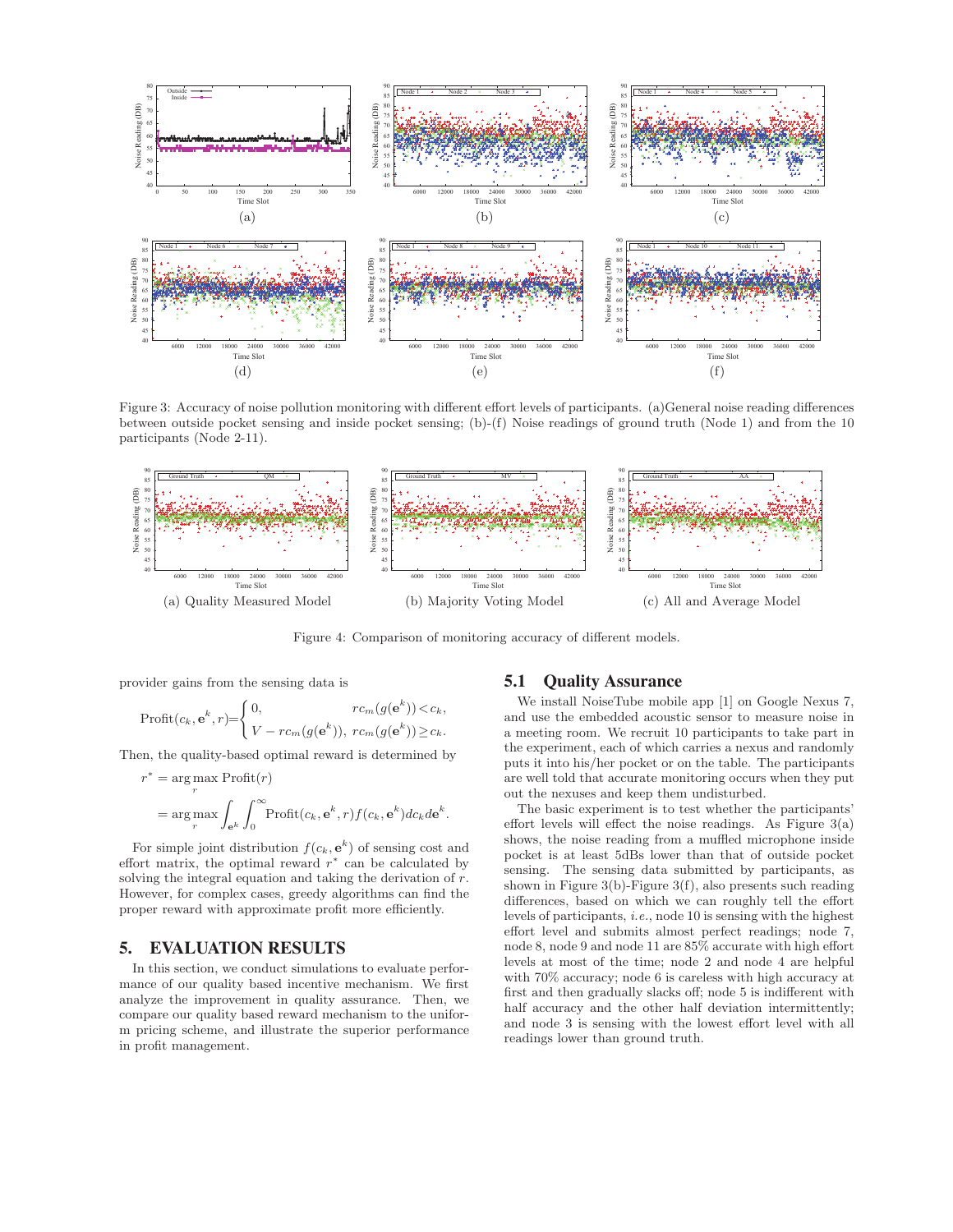Figure 3: Accuracy of noise pollution monitoring with different effort levels of participants. (a)General noise reading differences between outside pocket sensing and inside pocket sensing; (b)-(f) Noise readings of ground truth (Node 1) and from the 10 participants (Node 2-11).

(a) Quality Measured Model (b) Majority Voting Model (c) All and Average Model

Figure 4: Comparison of monitoring accuracy of different models.

provider gains from the sensing data is

$$\text{Profit}(c_k, \mathbf{e}^k, r) = \begin{cases} 0, & rc_m(g(\mathbf{e}^k)) < c_k, \\ V - rc_m(g(\mathbf{e}^k)), & rc_m(g(\mathbf{e}^k)) \geq c_k. \end{cases}$$

Then, the quality-based optimal reward is determined by

$$\begin{aligned} r^* &= \arg\max_r \text{Profit}(r) \\ &= \arg\max_r \int_{\mathbf{e}^k} \int_0^\infty \text{Profit}(c_k, \mathbf{e}^k, r) f(c_k, \mathbf{e}^k) dc_k d\mathbf{e}^k. \end{aligned}$$

For simple joint distribution $f(c_k, \mathbf{e}^k)$ of sensing cost and effort matrix, the optimal reward $r^*$ can be calculated by solving the integral equation and taking the derivation of $r$. However, for complex cases, greedy algorithms can find the proper reward with approximate profit more efficiently.

# 5. EVALUATION RESULTS

In this section, we conduct simulations to evaluate performance of our quality based incentive mechanism. We first analyze the improvement in quality assurance. Then, we compare our quality based reward mechanism to the uniform pricing scheme, and illustrate the superior performance in profit management.

## 5.1 Quality Assurance

We install NoiseTube mobile app [1] on Google Nexus 7, and use the embedded acoustic sensor to measure noise in a meeting room. We recruit 10 participants to take part in the experiment, each of which carries a nexus and randomly puts it into his/her pocket or on the table. The participants are well told that accurate monitoring occurs when they put out the nexuses and keep them undisturbed.

The basic experiment is to test whether the participants' effort levels will effect the noise readings. As Figure 3(a) shows, the noise reading from a muffled microphone inside pocket is at least 5dBs lower than that of outside pocket sensing. The sensing data submitted by participants, as shown in Figure 3(b)-Figure 3(f), also presents such reading differences, based on which we can roughly tell the effort levels of participants, *i.e.*, node 10 is sensing with the highest effort level and submits almost perfect readings; node 7, node 8, node 9 and node 11 are 85% accurate with high effort levels at most of the time; node 2 and node 4 are helpful with 70% accuracy; node 6 is careless with high accuracy at first and then gradually slacks off; node 5 is indifferent with half accuracy and the other half deviation intermittently; and node 3 is sensing with the lowest effort level with all readings lower than ground truth.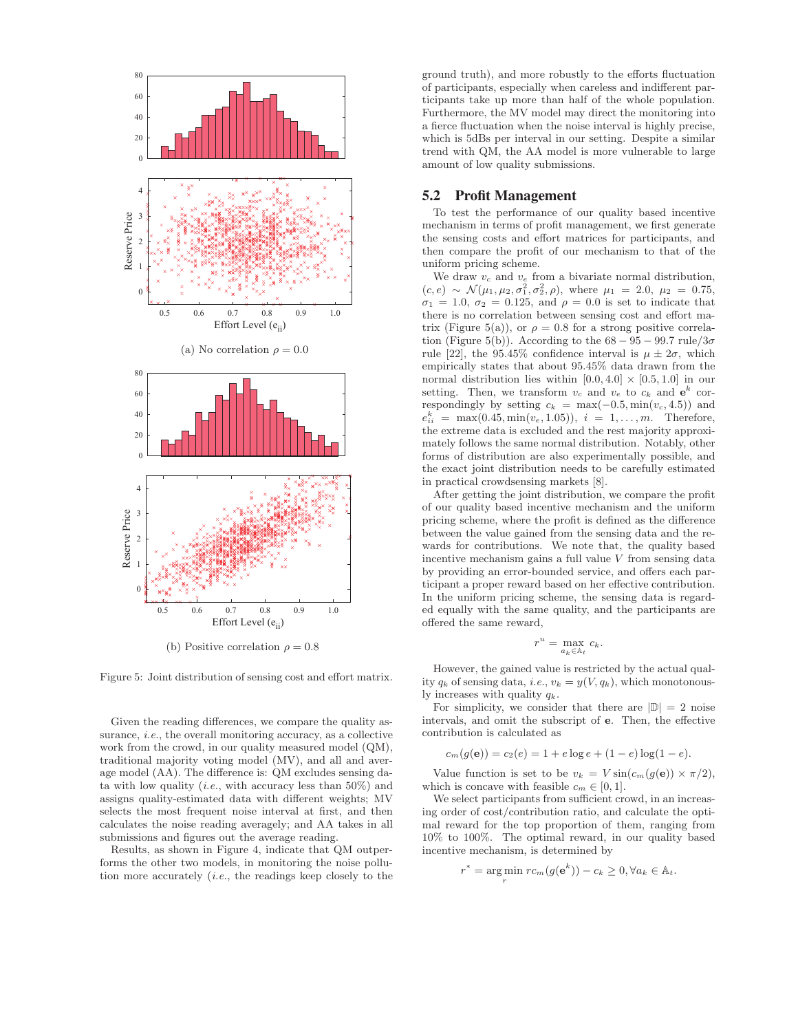(a) No correlation $\rho = 0.0$

(b) Positive correlation $\rho = 0.8$

Figure 5: Joint distribution of sensing cost and effort matrix.

Given the reading differences, we compare the quality assurance, *i.e.*, the overall monitoring accuracy, as a collective work from the crowd, in our quality measured model (QM), traditional majority voting model (MV), and all and average model (AA). The difference is: QM excludes sensing data with low quality (*i.e.*, with accuracy less than 50%) and assigns quality-estimated data with different weights; MV selects the most frequent noise interval at first, and then calculates the noise reading averagely; and AA takes in all submissions and figures out the average reading.

Results, as shown in Figure 4, indicate that QM outperforms the other two models, in monitoring the noise pollution more accurately (*i.e.*, the readings keep closely to the ground truth), and more robustly to the efforts fluctuation of participants, especially when careless and indifferent participants take up more than half of the whole population. Furthermore, the MV model may direct the monitoring into a fierce fluctuation when the noise interval is highly precise, which is 5dBs per interval in our setting. Despite a similar trend with QM, the AA model is more vulnerable to large amount of low quality submissions.

## 5.2 Profit Management

To test the performance of our quality based incentive mechanism in terms of profit management, we first generate the sensing costs and effort matrices for participants, and then compare the profit of our mechanism to that of the uniform pricing scheme.

We draw $v_c$ and $v_e$ from a bivariate normal distribution, $(c, e) \sim \mathcal{N}(\mu_1, \mu_2, \sigma_1^2, \sigma_2^2, \rho)$, where $\mu_1 = 2.0$, $\mu_2 = 0.75$, $\sigma_1 = 1.0$, $\sigma_2 = 0.125$, and $\rho = 0.0$ is set to indicate that there is no correlation between sensing cost and effort matrix (Figure 5(a)), or $\rho = 0.8$ for a strong positive correlation (Figure 5(b)). According to the $68-95-99.7$ rule/$3\sigma$ rule [22], the 95.45% confidence interval is $\mu \pm 2\sigma$, which empirically states that about 95.45% data drawn from the normal distribution lies within $[0.0, 4.0] \times [0.5, 1.0]$ in our setting. Then, we transform $v_c$ and $v_e$ to $c_k$ and $\mathbf{e}^k$ correspondingly by setting $c_k = \max(-0.5, \min(v_c, 4.5))$ and $e_{ii}^k = \max(0.45, \min(v_e, 1.05))$, $i = 1, \ldots, m$. Therefore, the extreme data is excluded and the rest majority approximately follows the same normal distribution. Notably, other forms of distribution are also experimentally possible, and the exact joint distribution needs to be carefully estimated in practical crowdsensing markets [8].

After getting the joint distribution, we compare the profit of our quality based incentive mechanism and the uniform pricing scheme, where the profit is defined as the difference between the value gained from the sensing data and the rewards for contributions. We note that, the quality based incentive mechanism gains a full value $V$ from sensing data by providing an error-bounded service, and offers each participant a proper reward based on her effective contribution. In the uniform pricing scheme, the sensing data is regarded equally with the same quality, and the participants are offered the same reward,

$$r^u = \max_{a_k \in \mathbb{A}_t} c_k.$$

However, the gained value is restricted by the actual quality $q_k$ of sensing data, *i.e.*, $v_k = y(V, q_k)$, which monotonously increases with quality $q_k$.

For simplicity, we consider that there are $|\mathbb{D}| = 2$ noise intervals, and omit the subscript of $\mathbf{e}$. Then, the effective contribution is calculated as

$$c_m(g(\mathbf{e})) = c_2(e) = 1 + e \log e + (1 - e) \log(1 - e).$$

Value function is set to be $v_k = V \sin(c_m(g(\mathbf{e})) \times \pi/2)$, which is concave with feasible $c_m \in [0, 1]$.

We select participants from sufficient crowd, in an increasing order of cost/contribution ratio, and calculate the optimal reward for the top proportion of them, ranging from 10% to 100%. The optimal reward, in our quality based incentive mechanism, is determined by

$$r^* = \arg\min_r r c_m(g(\mathbf{e}^k)) - c_k \geq 0, \forall a_k \in \mathbb{A}_t.$$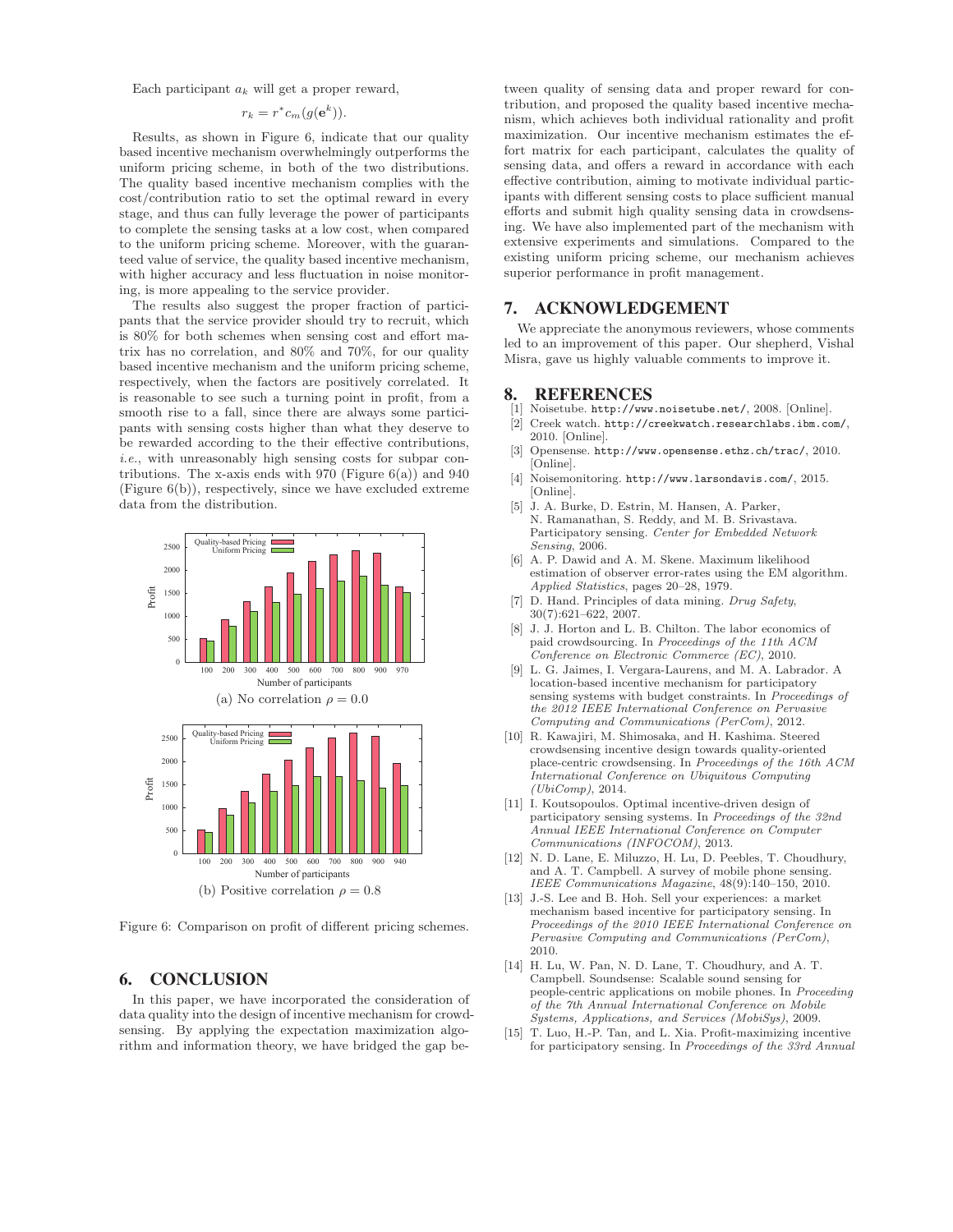Each participant $a_k$ will get a proper reward,

$$r_k = r^* c_m(g(\mathbf{e}^k)).$$

Results, as shown in Figure 6, indicate that our quality based incentive mechanism overwhelmingly outperforms the uniform pricing scheme, in both of the two distributions. The quality based incentive mechanism complies with the cost/contribution ratio to set the optimal reward in every stage, and thus can fully leverage the power of participants to complete the sensing tasks at a low cost, when compared to the uniform pricing scheme. Moreover, with the guaranteed value of service, the quality based incentive mechanism, with higher accuracy and less fluctuation in noise monitoring, is more appealing to the service provider.

The results also suggest the proper fraction of participants that the service provider should try to recruit, which is 80% for both schemes when sensing cost and effort matrix has no correlation, and 80% and 70%, for our quality based incentive mechanism and the uniform pricing scheme, respectively, when the factors are positively correlated. It is reasonable to see such a turning point in profit, from a smooth rise to a fall, since there are always some participants with sensing costs higher than what they deserve to be rewarded according to the their effective contributions, *i.e.*, with unreasonably high sensing costs for subpar contributions. The x-axis ends with 970 (Figure 6(a)) and 940 (Figure 6(b)), respectively, since we have excluded extreme data from the distribution.

(a) No correlation $\rho = 0.0$

(b) Positive correlation $\rho = 0.8$

Figure 6: Comparison on profit of different pricing schemes.

## 6. CONCLUSION

In this paper, we have incorporated the consideration of data quality into the design of incentive mechanism for crowdsensing. By applying the expectation maximization algorithm and information theory, we have bridged the gap between quality of sensing data and proper reward for contribution, and proposed the quality based incentive mechanism, which achieves both individual rationality and profit maximization. Our incentive mechanism estimates the effort matrix for each participant, calculates the quality of sensing data, and offers a reward in accordance with each effective contribution, aiming to motivate individual participants with different sensing costs to place sufficient manual efforts and submit high quality sensing data in crowdsensing. We have also implemented part of the mechanism with extensive experiments and simulations. Compared to the existing uniform pricing scheme, our mechanism achieves superior performance in profit management.

## 7. ACKNOWLEDGEMENT

We appreciate the anonymous reviewers, whose comments led to an improvement of this paper. Our shepherd, Vishal Misra, gave us highly valuable comments to improve it.

## 8. REFERENCES

[1] Noisetube. http://www.noisetube.net/, 2008. [Online].

[2] Creek watch. http://creekwatch.researchlabs.ibm.com/, 2010. [Online].

[3] Opensense. http://www.opensense.ethz.ch/trac/, 2010. [Online].

[4] Noisemonitoring. http://www.larsondavis.com/, 2015. [Online].

[5] J. A. Burke, D. Estrin, M. Hansen, A. Parker, N. Ramanathan, S. Reddy, and M. B. Srivastava. Participatory sensing. *Center for Embedded Network Sensing*, 2006.

[6] A. P. Dawid and A. M. Skene. Maximum likelihood estimation of observer error-rates using the EM algorithm. *Applied Statistics*, pages 20–28, 1979.

[7] D. Hand. Principles of data mining. *Drug Safety*, 30(7):621–622, 2007.

[8] J. J. Horton and L. B. Chilton. The labor economics of paid crowdsourcing. In *Proceedings of the 11th ACM Conference on Electronic Commerce (EC)*, 2010.

[9] L. G. Jaimes, I. Vergara-Laurens, and M. A. Labrador. A location-based incentive mechanism for participatory sensing systems with budget constraints. In *Proceedings of the 2012 IEEE International Conference on Pervasive Computing and Communications (PerCom)*, 2012.

[10] R. Kawajiri, M. Shimosaka, and H. Kashima. Steered crowdsensing incentive design towards quality-oriented place-centric crowdsensing. In *Proceedings of the 16th ACM International Conference on Ubiquitous Computing (UbiComp)*, 2014.

[11] I. Koutsopoulos. Optimal incentive-driven design of participatory sensing systems. In *Proceedings of the 32nd Annual IEEE International Conference on Computer Communications (INFOCOM)*, 2013.

[12] N. D. Lane, E. Miluzzo, H. Lu, D. Peebles, T. Choudhury, and A. T. Campbell. A survey of mobile phone sensing. *IEEE Communications Magazine*, 48(9):140–150, 2010.

[13] J.-S. Lee and B. Hoh. Sell your experiences: a market mechanism based incentive for participatory sensing. In *Proceedings of the 2010 IEEE International Conference on Pervasive Computing and Communications (PerCom)*, 2010.

[14] H. Lu, W. Pan, N. D. Lane, T. Choudhury, and A. T. Campbell. Soundsense: Scalable sound sensing for people-centric applications on mobile phones. In *Proceeding of the 7th Annual International Conference on Mobile Systems, Applications, and Services (MobiSys)*, 2009.

[15] T. Luo, H.-P. Tan, and L. Xia. Profit-maximizing incentive for participatory sensing. In *Proceedings of the 33rd Annual*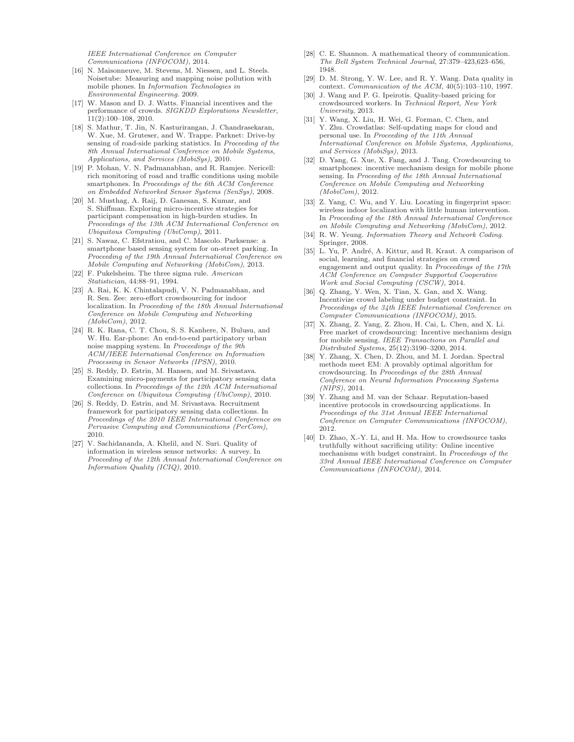*IEEE International Conference on Computer Communications (INFOCOM)*, 2014.

[16] N. Maisonneuve, M. Stevens, M. Niessen, and L. Steels. Noisetube: Measuring and mapping noise pollution with mobile phones. In *Information Technologies in Environmental Engineering*. 2009.

[17] W. Mason and D. J. Watts. Financial incentives and the performance of crowds. *SIGKDD Explorations Newsletter*, 11(2):100–108, 2010.

[18] S. Mathur, T. Jin, N. Kasturirangan, J. Chandrasekaran, W. Xue, M. Gruteser, and W. Trappe. Parknet: Drive-by sensing of road-side parking statistics. In *Proceeding of the 8th Annual International Conference on Mobile Systems, Applications, and Services (MobiSys)*, 2010.

[19] P. Mohan, V. N. Padmanabhan, and R. Ramjee. Nericell: rich monitoring of road and traffic conditions using mobile smartphones. In *Proceedings of the 6th ACM Conference on Embedded Networked Sensor Systems (SenSys)*, 2008.

[20] M. Musthag, A. Raij, D. Ganesan, S. Kumar, and S. Shiffman. Exploring micro-incentive strategies for participant compensation in high-burden studies. In *Proceedings of the 13th ACM International Conference on Ubiquitous Computing (UbiComp)*, 2011.

[21] S. Nawaz, C. Efstratiou, and C. Mascolo. Parksense: a smartphone based sensing system for on-street parking. In *Proceeding of the 19th Annual International Conference on Mobile Computing and Networking (MobiCom)*, 2013.

[22] F. Pukelsheim. The three sigma rule. *American Statistician*, 44:88–91, 1994.

[23] A. Rai, K. K. Chintalapudi, V. N. Padmanabhan, and R. Sen. Zee: zero-effort crowdsourcing for indoor localization. In *Proceeding of the 18th Annual International Conference on Mobile Computing and Networking (MobiCom)*, 2012.

[24] R. K. Rana, C. T. Chou, S. S. Kanhere, N. Bulusu, and W. Hu. Ear-phone: An end-to-end participatory urban noise mapping system. In *Proceedings of the 9th ACM/IEEE International Conference on Information Processing in Sensor Networks (IPSN)*, 2010.

[25] S. Reddy, D. Estrin, M. Hansen, and M. Srivastava. Examining micro-payments for participatory sensing data collections. In *Proceedings of the 12th ACM International Conference on Ubiquitous Computing (UbiComp)*, 2010.

[26] S. Reddy, D. Estrin, and M. Srivastava. Recruitment framework for participatory sensing data collections. In *Proceedings of the 2010 IEEE International Conference on Pervasive Computing and Communications (PerCom)*, 2010.

[27] V. Sachidananda, A. Khelil, and N. Suri. Quality of information in wireless sensor networks: A survey. In *Proceeding of the 12th Annual International Conference on Information Quality (ICIQ)*, 2010.

[28] C. E. Shannon. A mathematical theory of communication. *The Bell System Technical Journal*, 27:379–423,623–656, 1948.

[29] D. M. Strong, Y. W. Lee, and R. Y. Wang. Data quality in context. *Communication of the ACM*, 40(5):103–110, 1997.

[30] J. Wang and P. G. Ipeirotis. Quality-based pricing for crowdsourced workers. In *Technical Report, New York University*, 2013.

[31] Y. Wang, X. Liu, H. Wei, G. Forman, C. Chen, and Y. Zhu. Crowdatlas: Self-updating maps for cloud and personal use. In *Proceeding of the 11th Annual International Conference on Mobile Systems, Applications, and Services (MobiSys)*, 2013.

[32] D. Yang, G. Xue, X. Fang, and J. Tang. Crowdsourcing to smartphones: incentive mechanism design for mobile phone sensing. In *Proceeding of the 18th Annual International Conference on Mobile Computing and Networking (MobiCom)*, 2012.

[33] Z. Yang, C. Wu, and Y. Liu. Locating in fingerprint space: wireless indoor localization with little human intervention. In *Proceeding of the 18th Annual International Conference on Mobile Computing and Networking (MobiCom)*, 2012.

[34] R. W. Yeung. *Information Theory and Network Coding*. Springer, 2008.

[35] L. Yu, P. André, A. Kittur, and R. Kraut. A comparison of social, learning, and financial strategies on crowd engagement and output quality. In *Proceedings of the 17th ACM Conference on Computer Supported Cooperative Work and Social Computing (CSCW)*, 2014.

[36] Q. Zhang, Y. Wen, X. Tian, X. Gan, and X. Wang. Incentivize crowd labeling under budget constraint. In *Proceedings of the 34th IEEE International Conference on Computer Communications (INFOCOM)*, 2015.

[37] X. Zhang, Z. Yang, Z. Zhou, H. Cai, L. Chen, and X. Li. Free market of crowdsourcing: Incentive mechanism design for mobile sensing. *IEEE Transactions on Parallel and Distributed Systems*, 25(12):3190–3200, 2014.

[38] Y. Zhang, X. Chen, D. Zhou, and M. I. Jordan. Spectral methods meet EM: A provably optimal algorithm for crowdsourcing. In *Proceedings of the 28th Annual Conference on Neural Information Processing Systems (NIPS)*, 2014.

[39] Y. Zhang and M. van der Schaar. Reputation-based incentive protocols in crowdsourcing applications. In *Proceedings of the 31st Annual IEEE International Conference on Computer Communications (INFOCOM)*, 2012.

[40] D. Zhao, X.-Y. Li, and H. Ma. How to crowdsource tasks truthfully without sacrificing utility: Online incentive mechanisms with budget constraint. In *Proceedings of the 33rd Annual IEEE International Conference on Computer Communications (INFOCOM)*, 2014.